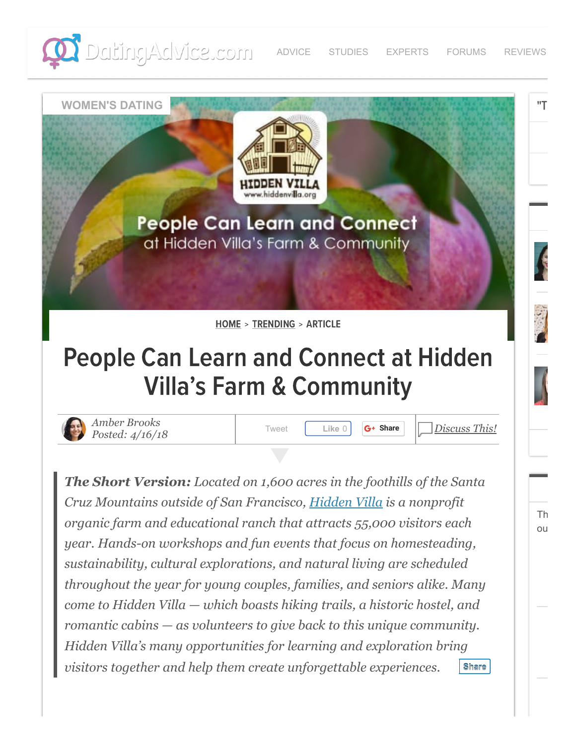WOMEN'S DATING

HOME > TRENDING > ARTICLE

# People Can Learn and Connect at Hidden Villa's Farm & Community

Amber Brooks
Posted: 4/16/18

Discuss This!

***The Short Version:*** *Located on 1,600 acres in the foothills of the Santa Cruz Mountains outside of San Francisco, [Hidden Villa](http://www.hiddenvilla.org) is a nonprofit organic farm and educational ranch that attracts 55,000 visitors each year. Hands-on workshops and fun events that focus on homesteading, sustainability, cultural explorations, and natural living are scheduled throughout the year for young couples, families, and seniors alike. Many come to Hidden Villa — which boasts hiking trails, a historic hostel, and romantic cabins — as volunteers to give back to this unique community. Hidden Villa's many opportunities for learning and exploration bring visitors together and help them create unforgettable experiences.*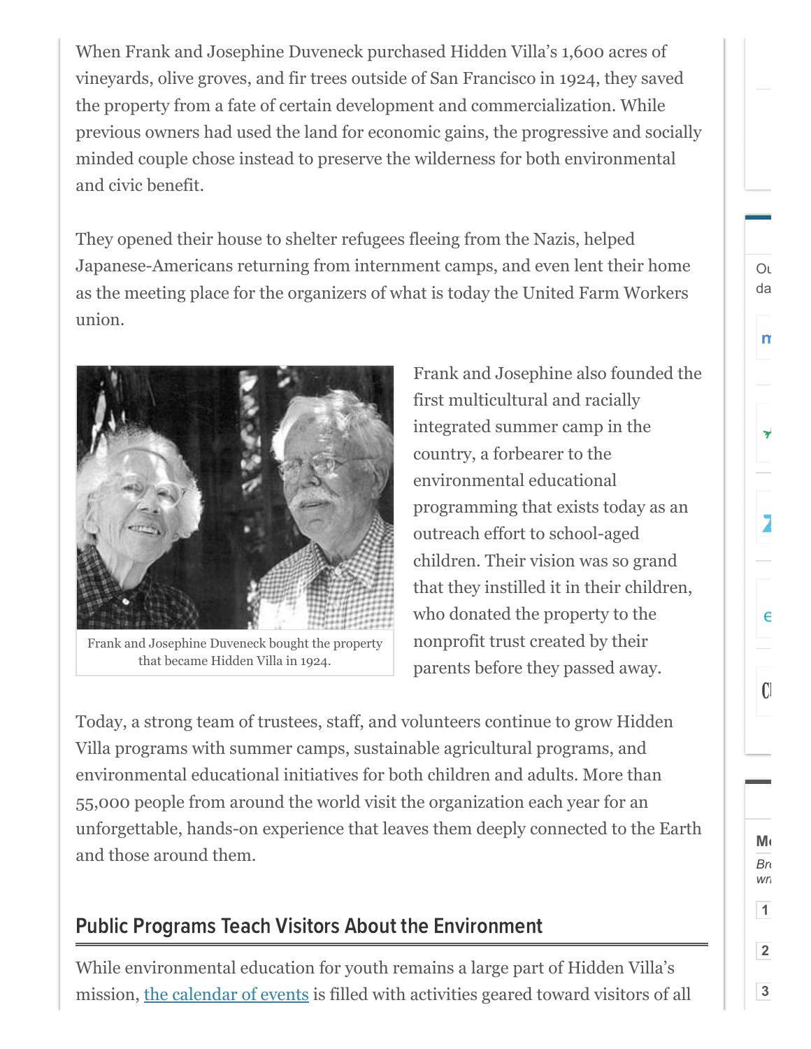When Frank and Josephine Duveneck purchased Hidden Villa's 1,600 acres of vineyards, olive groves, and fir trees outside of San Francisco in 1924, they saved the property from a fate of certain development and commercialization. While previous owners had used the land for economic gains, the progressive and socially minded couple chose instead to preserve the wilderness for both environmental and civic benefit.

They opened their house to shelter refugees fleeing from the Nazis, helped Japanese-Americans returning from internment camps, and even lent their home as the meeting place for the organizers of what is today the United Farm Workers union.

Frank and Josephine Duveneck bought the property that became Hidden Villa in 1924.

Frank and Josephine also founded the first multicultural and racially integrated summer camp in the country, a forbearer to the environmental educational programming that exists today as an outreach effort to school-aged children. Their vision was so grand that they instilled it in their children, who donated the property to the nonprofit trust created by their parents before they passed away.

Today, a strong team of trustees, staff, and volunteers continue to grow Hidden Villa programs with summer camps, sustainable agricultural programs, and environmental educational initiatives for both children and adults. More than 55,000 people from around the world visit the organization each year for an unforgettable, hands-on experience that leaves them deeply connected to the Earth and those around them.

## Public Programs Teach Visitors About the Environment

While environmental education for youth remains a large part of Hidden Villa's mission, [the calendar of events] is filled with activities geared toward visitors of all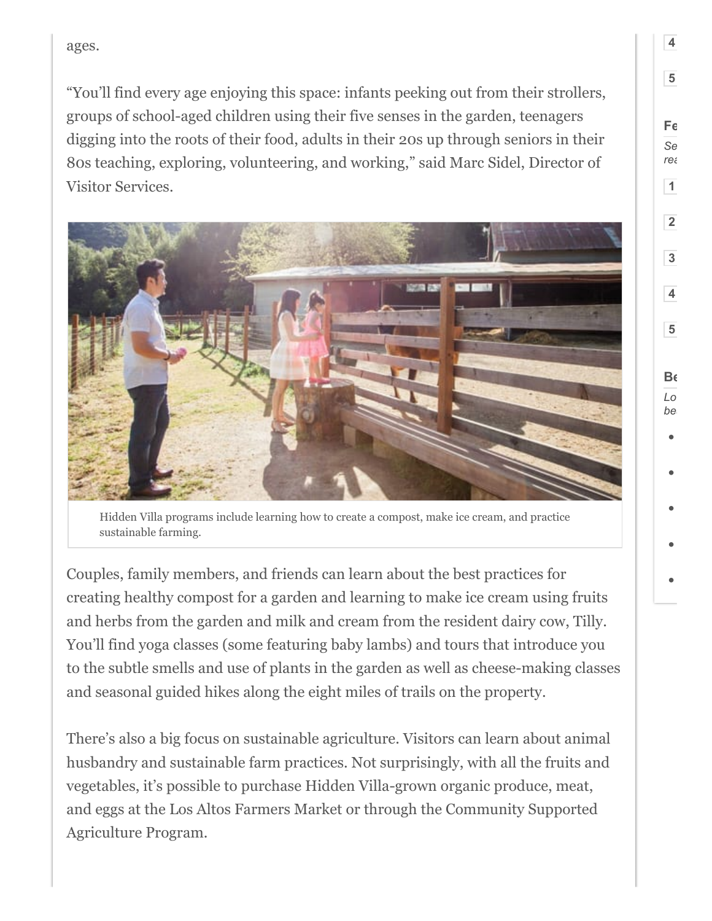ages.

“You’ll find every age enjoying this space: infants peeking out from their strollers, groups of school-aged children using their five senses in the garden, teenagers digging into the roots of their food, adults in their 20s up through seniors in their 80s teaching, exploring, volunteering, and working,” said Marc Sidel, Director of Visitor Services.

Hidden Villa programs include learning how to create a compost, make ice cream, and practice sustainable farming.

Couples, family members, and friends can learn about the best practices for creating healthy compost for a garden and learning to make ice cream using fruits and herbs from the garden and milk and cream from the resident dairy cow, Tilly. You’ll find yoga classes (some featuring baby lambs) and tours that introduce you to the subtle smells and use of plants in the garden as well as cheese-making classes and seasonal guided hikes along the eight miles of trails on the property.

There’s also a big focus on sustainable agriculture. Visitors can learn about animal husbandry and sustainable farm practices. Not surprisingly, with all the fruits and vegetables, it’s possible to purchase Hidden Villa-grown organic produce, meat, and eggs at the Los Altos Farmers Market or through the Community Supported Agriculture Program.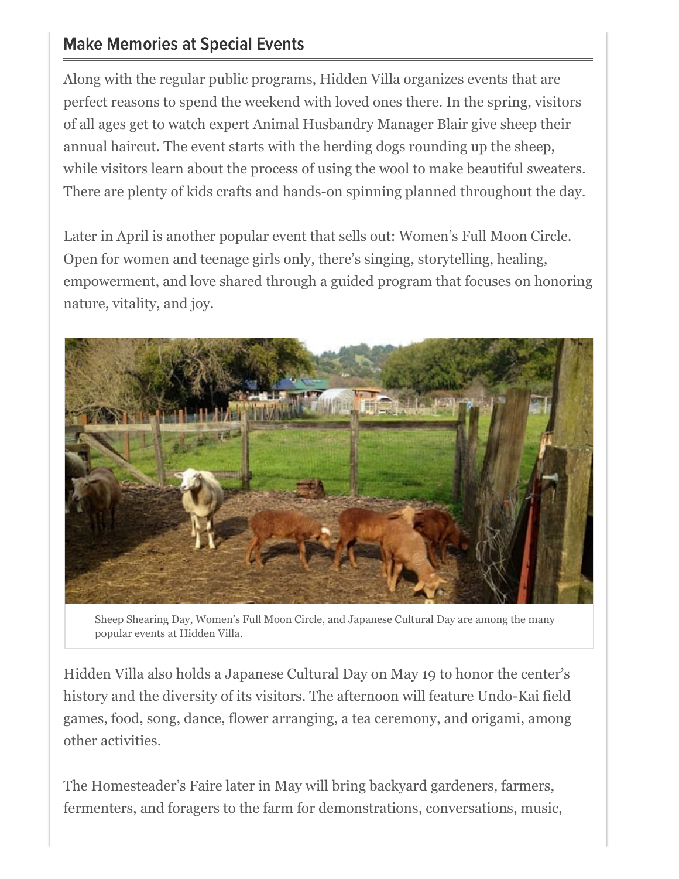## Make Memories at Special Events

Along with the regular public programs, Hidden Villa organizes events that are perfect reasons to spend the weekend with loved ones there. In the spring, visitors of all ages get to watch expert Animal Husbandry Manager Blair give sheep their annual haircut. The event starts with the herding dogs rounding up the sheep, while visitors learn about the process of using the wool to make beautiful sweaters. There are plenty of kids crafts and hands-on spinning planned throughout the day.

Later in April is another popular event that sells out: Women's Full Moon Circle. Open for women and teenage girls only, there's singing, storytelling, healing, empowerment, and love shared through a guided program that focuses on honoring nature, vitality, and joy.

Sheep Shearing Day, Women's Full Moon Circle, and Japanese Cultural Day are among the many popular events at Hidden Villa.

Hidden Villa also holds a Japanese Cultural Day on May 19 to honor the center's history and the diversity of its visitors. The afternoon will feature Undo-Kai field games, food, song, dance, flower arranging, a tea ceremony, and origami, among other activities.

The Homesteader's Faire later in May will bring backyard gardeners, farmers, fermenters, and foragers to the farm for demonstrations, conversations, music,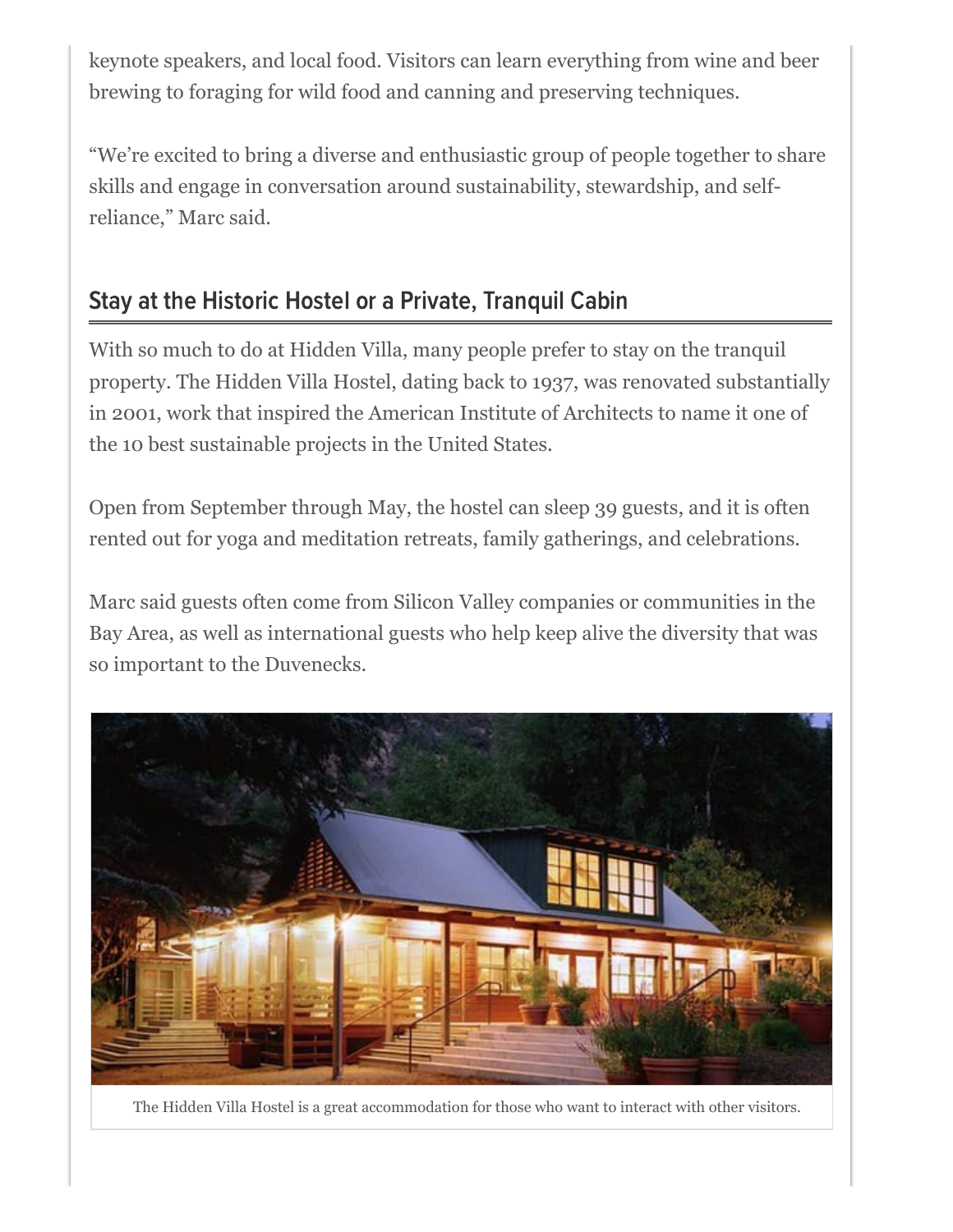keynote speakers, and local food. Visitors can learn everything from wine and beer brewing to foraging for wild food and canning and preserving techniques.

"We're excited to bring a diverse and enthusiastic group of people together to share skills and engage in conversation around sustainability, stewardship, and self-reliance," Marc said.

## Stay at the Historic Hostel or a Private, Tranquil Cabin

With so much to do at Hidden Villa, many people prefer to stay on the tranquil property. The Hidden Villa Hostel, dating back to 1937, was renovated substantially in 2001, work that inspired the American Institute of Architects to name it one of the 10 best sustainable projects in the United States.

Open from September through May, the hostel can sleep 39 guests, and it is often rented out for yoga and meditation retreats, family gatherings, and celebrations.

Marc said guests often come from Silicon Valley companies or communities in the Bay Area, as well as international guests who help keep alive the diversity that was so important to the Duvenecks.

The Hidden Villa Hostel is a great accommodation for those who want to interact with other visitors.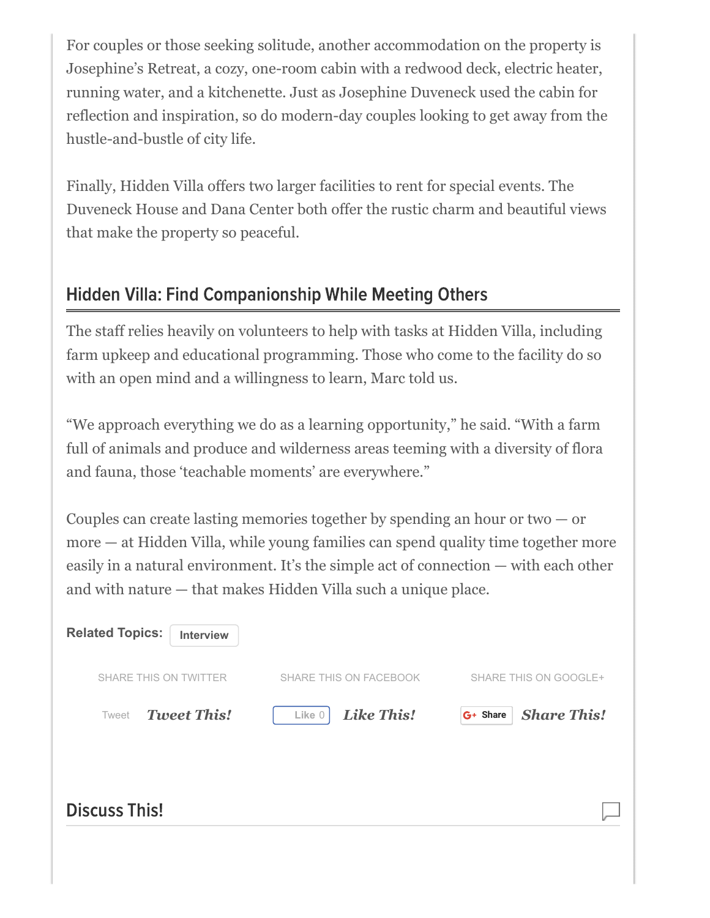For couples or those seeking solitude, another accommodation on the property is Josephine's Retreat, a cozy, one-room cabin with a redwood deck, electric heater, running water, and a kitchenette. Just as Josephine Duveneck used the cabin for reflection and inspiration, so do modern-day couples looking to get away from the hustle-and-bustle of city life.

Finally, Hidden Villa offers two larger facilities to rent for special events. The Duveneck House and Dana Center both offer the rustic charm and beautiful views that make the property so peaceful.

## Hidden Villa: Find Companionship While Meeting Others

The staff relies heavily on volunteers to help with tasks at Hidden Villa, including farm upkeep and educational programming. Those who come to the facility do so with an open mind and a willingness to learn, Marc told us.

"We approach everything we do as a learning opportunity," he said. "With a farm full of animals and produce and wilderness areas teeming with a diversity of flora and fauna, those 'teachable moments' are everywhere."

Couples can create lasting memories together by spending an hour or two — or more — at Hidden Villa, while young families can spend quality time together more easily in a natural environment. It's the simple act of connection — with each other and with nature — that makes Hidden Villa such a unique place.

**Related Topics:** Interview

SHARE THIS ON TWITTER

Tweet ***Tweet This!***

SHARE THIS ON FACEBOOK

Like 0 ***Like This!***

SHARE THIS ON GOOGLE+

G+ Share ***Share This!***

## Discuss This!